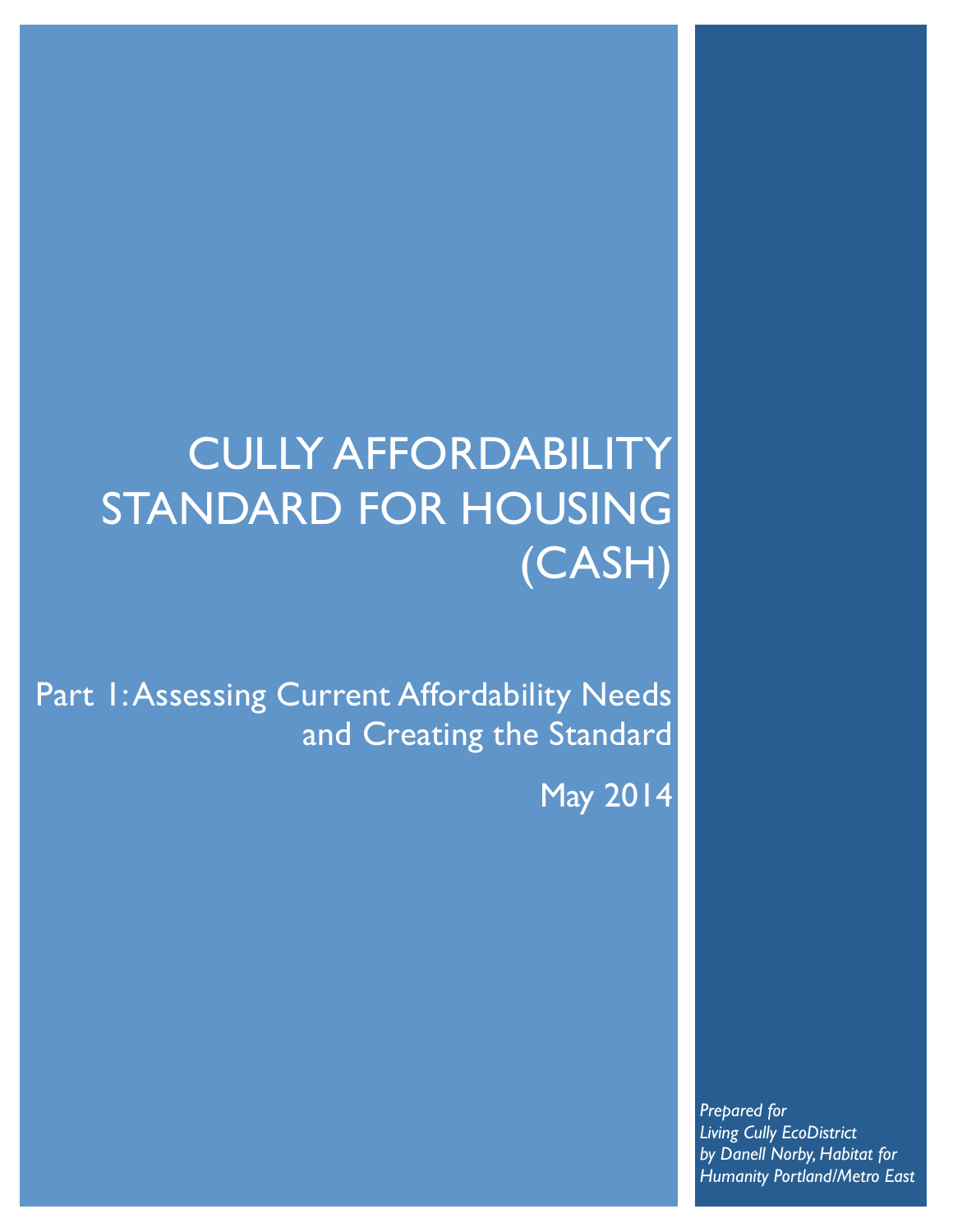# CULLY AFFORDABILITY STANDARD FOR HOUSING (CASH)

## Part 1: Assessing Current Affordability Needs and Creating the Standard

May 2014

*Prepared for*
*Living Cully EcoDistrict*
*by Danell Norby, Habitat for Humanity Portland/Metro East*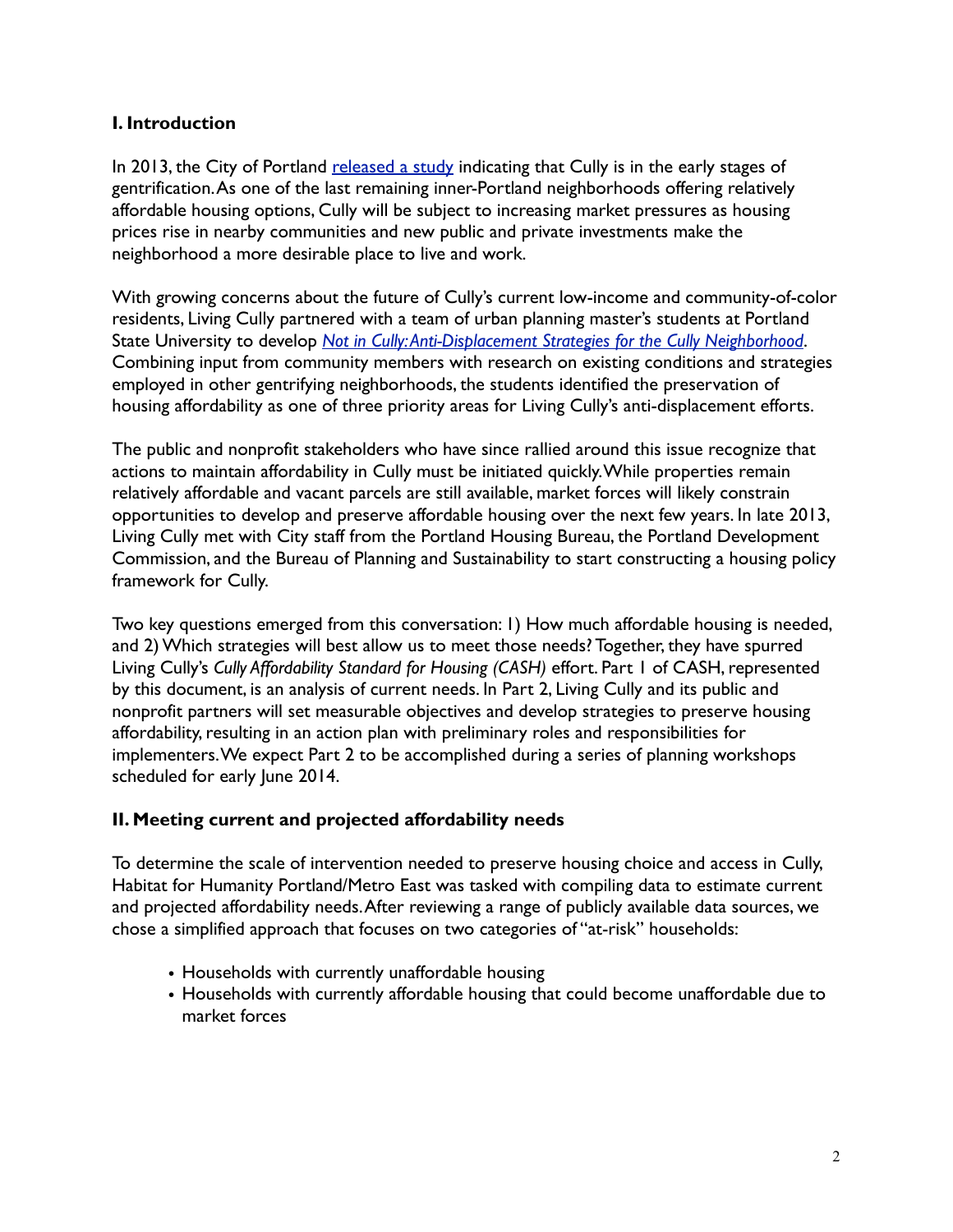## I. Introduction

In 2013, the City of Portland [released a study](#) indicating that Cully is in the early stages of gentrification. As one of the last remaining inner-Portland neighborhoods offering relatively affordable housing options, Cully will be subject to increasing market pressures as housing prices rise in nearby communities and new public and private investments make the neighborhood a more desirable place to live and work.

With growing concerns about the future of Cully's current low-income and community-of-color residents, Living Cully partnered with a team of urban planning master's students at Portland State University to develop [*Not in Cully: Anti-Displacement Strategies for the Cully Neighborhood*](#). Combining input from community members with research on existing conditions and strategies employed in other gentrifying neighborhoods, the students identified the preservation of housing affordability as one of three priority areas for Living Cully's anti-displacement efforts.

The public and nonprofit stakeholders who have since rallied around this issue recognize that actions to maintain affordability in Cully must be initiated quickly. While properties remain relatively affordable and vacant parcels are still available, market forces will likely constrain opportunities to develop and preserve affordable housing over the next few years. In late 2013, Living Cully met with City staff from the Portland Housing Bureau, the Portland Development Commission, and the Bureau of Planning and Sustainability to start constructing a housing policy framework for Cully.

Two key questions emerged from this conversation: 1) How much affordable housing is needed, and 2) Which strategies will best allow us to meet those needs? Together, they have spurred Living Cully's *Cully Affordability Standard for Housing (CASH)* effort. Part 1 of CASH, represented by this document, is an analysis of current needs. In Part 2, Living Cully and its public and nonprofit partners will set measurable objectives and develop strategies to preserve housing affordability, resulting in an action plan with preliminary roles and responsibilities for implementers. We expect Part 2 to be accomplished during a series of planning workshops scheduled for early June 2014.

## II. Meeting current and projected affordability needs

To determine the scale of intervention needed to preserve housing choice and access in Cully, Habitat for Humanity Portland/Metro East was tasked with compiling data to estimate current and projected affordability needs. After reviewing a range of publicly available data sources, we chose a simplified approach that focuses on two categories of "at-risk" households:

- Households with currently unaffordable housing
- Households with currently affordable housing that could become unaffordable due to market forces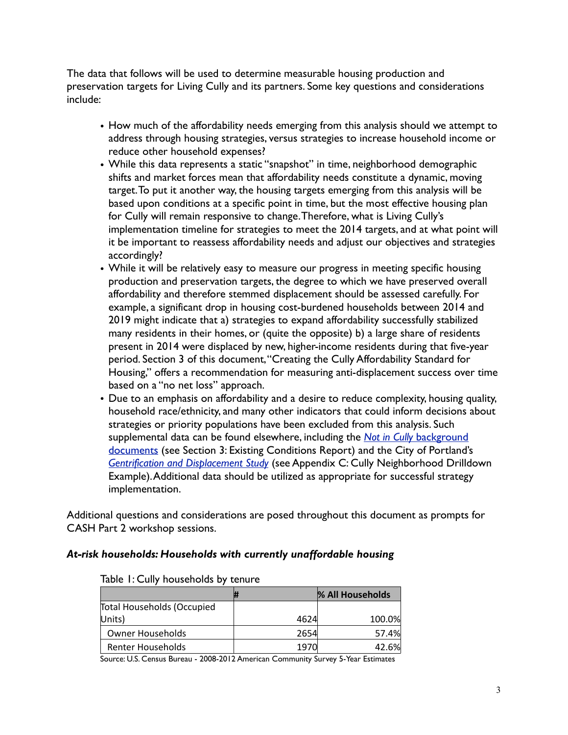The data that follows will be used to determine measurable housing production and preservation targets for Living Cully and its partners. Some key questions and considerations include:

- How much of the affordability needs emerging from this analysis should we attempt to address through housing strategies, versus strategies to increase household income or reduce other household expenses?
- While this data represents a static "snapshot" in time, neighborhood demographic shifts and market forces mean that affordability needs constitute a dynamic, moving target. To put it another way, the housing targets emerging from this analysis will be based upon conditions at a specific point in time, but the most effective housing plan for Cully will remain responsive to change. Therefore, what is Living Cully's implementation timeline for strategies to meet the 2014 targets, and at what point will it be important to reassess affordability needs and adjust our objectives and strategies accordingly?
- While it will be relatively easy to measure our progress in meeting specific housing production and preservation targets, the degree to which we have preserved overall affordability and therefore stemmed displacement should be assessed carefully. For example, a significant drop in housing cost-burdened households between 2014 and 2019 might indicate that a) strategies to expand affordability successfully stabilized many residents in their homes, or (quite the opposite) b) a large share of residents present in 2014 were displaced by new, higher-income residents during that five-year period. Section 3 of this document, "Creating the Cully Affordability Standard for Housing," offers a recommendation for measuring anti-displacement success over time based on a "no net loss" approach.
- Due to an emphasis on affordability and a desire to reduce complexity, housing quality, household race/ethnicity, and many other indicators that could inform decisions about strategies or priority populations have been excluded from this analysis. Such supplemental data can be found elsewhere, including the *Not in Cully* background documents (see Section 3: Existing Conditions Report) and the City of Portland's *Gentrification and Displacement Study* (see Appendix C: Cully Neighborhood Drilldown Example). Additional data should be utilized as appropriate for successful strategy implementation.

Additional questions and considerations are posed throughout this document as prompts for CASH Part 2 workshop sessions.

### *At-risk households: Households with currently unaffordable housing*

Table 1: Cully households by tenure

| | # | % All Households |
|---|---|---|
| Total Households (Occupied Units) | 4624 | 100.0% |
| Owner Households | 2654 | 57.4% |
| Renter Households | 1970 | 42.6% |

Source: U.S. Census Bureau - 2008-2012 American Community Survey 5-Year Estimates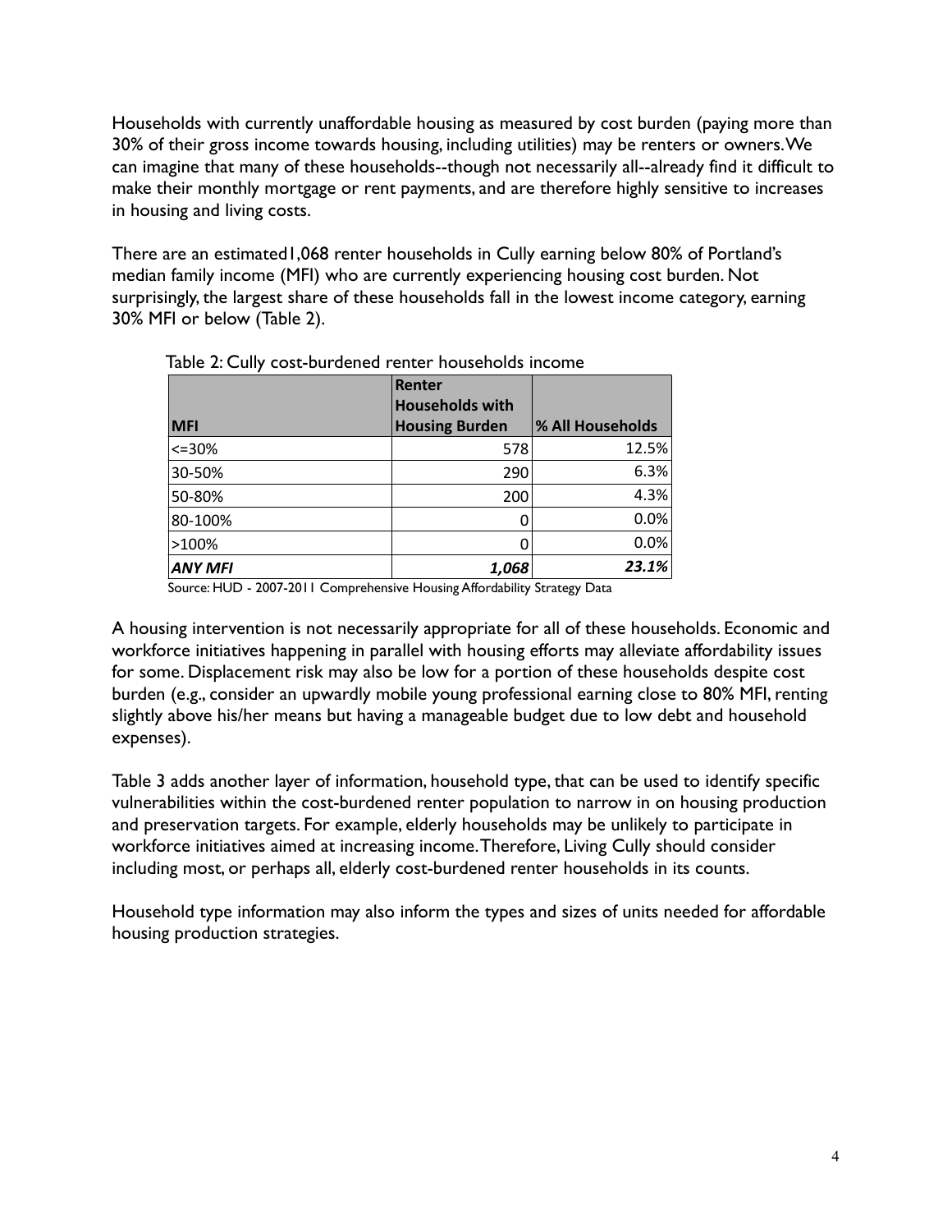Households with currently unaffordable housing as measured by cost burden (paying more than 30% of their gross income towards housing, including utilities) may be renters or owners. We can imagine that many of these households--though not necessarily all--already find it difficult to make their monthly mortgage or rent payments, and are therefore highly sensitive to increases in housing and living costs.

There are an estimated1,068 renter households in Cully earning below 80% of Portland's median family income (MFI) who are currently experiencing housing cost burden. Not surprisingly, the largest share of these households fall in the lowest income category, earning 30% MFI or below (Table 2).

Table 2: Cully cost-burdened renter households income

| MFI | Renter Households with Housing Burden | % All Households |
|---|---|---|
| <=30% | 578 | 12.5% |
| 30-50% | 290 | 6.3% |
| 50-80% | 200 | 4.3% |
| 80-100% | 0 | 0.0% |
| >100% | 0 | 0.0% |
| ***ANY MFI*** | ***1,068*** | ***23.1%*** |

Source: HUD - 2007-2011 Comprehensive Housing Affordability Strategy Data

A housing intervention is not necessarily appropriate for all of these households. Economic and workforce initiatives happening in parallel with housing efforts may alleviate affordability issues for some. Displacement risk may also be low for a portion of these households despite cost burden (e.g., consider an upwardly mobile young professional earning close to 80% MFI, renting slightly above his/her means but having a manageable budget due to low debt and household expenses).

Table 3 adds another layer of information, household type, that can be used to identify specific vulnerabilities within the cost-burdened renter population to narrow in on housing production and preservation targets. For example, elderly households may be unlikely to participate in workforce initiatives aimed at increasing income. Therefore, Living Cully should consider including most, or perhaps all, elderly cost-burdened renter households in its counts.

Household type information may also inform the types and sizes of units needed for affordable housing production strategies.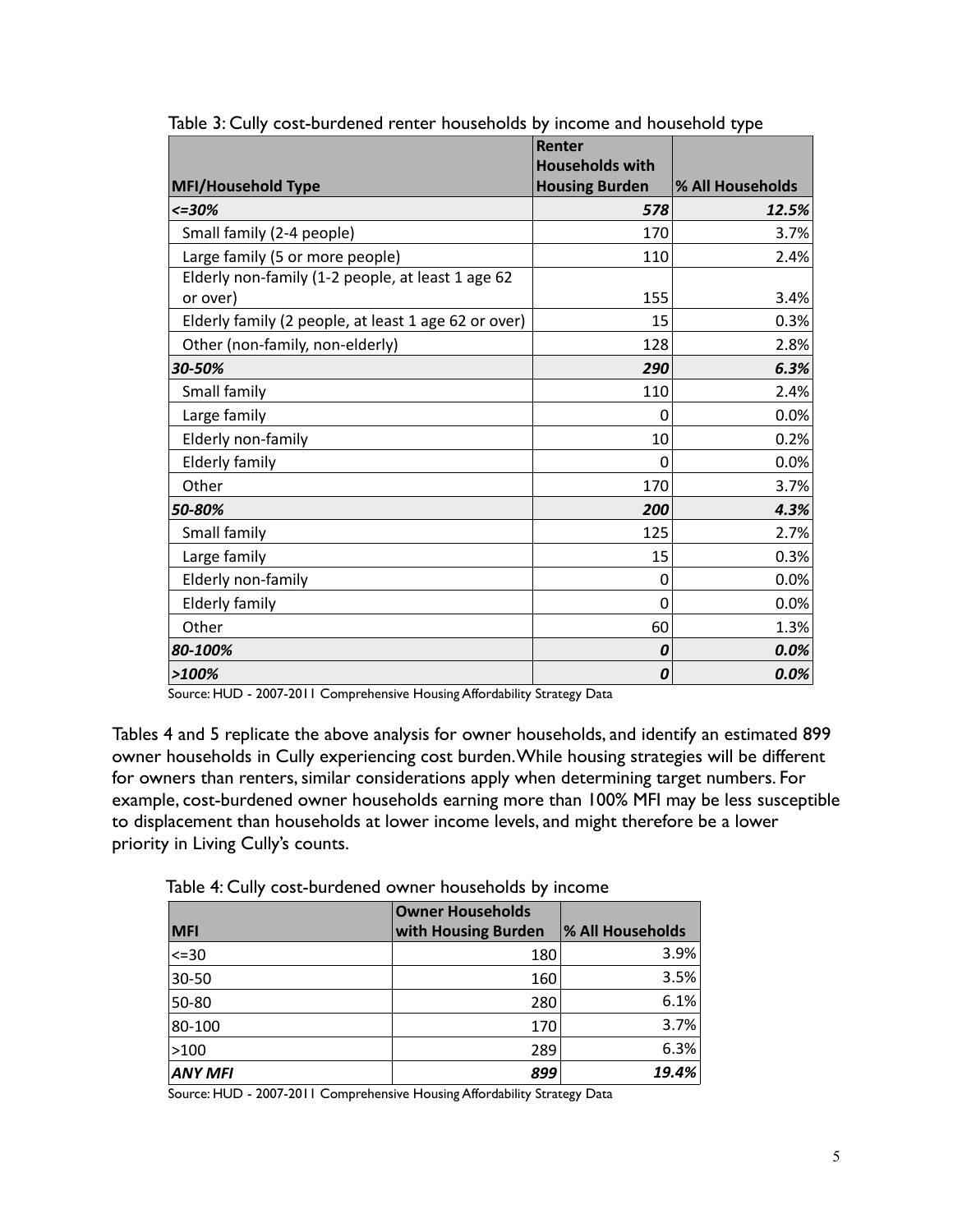Table 3: Cully cost-burdened renter households by income and household type

| MFI/Household Type | Renter Households with Housing Burden | % All Households |
|---|---|---|
| ***<=30%*** | ***578*** | ***12.5%*** |
| Small family (2-4 people) | 170 | 3.7% |
| Large family (5 or more people) | 110 | 2.4% |
| Elderly non-family (1-2 people, at least 1 age 62 or over) | 155 | 3.4% |
| Elderly family (2 people, at least 1 age 62 or over) | 15 | 0.3% |
| Other (non-family, non-elderly) | 128 | 2.8% |
| ***30-50%*** | ***290*** | ***6.3%*** |
| Small family | 110 | 2.4% |
| Large family | 0 | 0.0% |
| Elderly non-family | 10 | 0.2% |
| Elderly family | 0 | 0.0% |
| Other | 170 | 3.7% |
| ***50-80%*** | ***200*** | ***4.3%*** |
| Small family | 125 | 2.7% |
| Large family | 15 | 0.3% |
| Elderly non-family | 0 | 0.0% |
| Elderly family | 0 | 0.0% |
| Other | 60 | 1.3% |
| ***80-100%*** | ***0*** | ***0.0%*** |
| ***>100%*** | ***0*** | ***0.0%*** |

Source: HUD - 2007-2011 Comprehensive Housing Affordability Strategy Data

Tables 4 and 5 replicate the above analysis for owner households, and identify an estimated 899 owner households in Cully experiencing cost burden. While housing strategies will be different for owners than renters, similar considerations apply when determining target numbers. For example, cost-burdened owner households earning more than 100% MFI may be less susceptible to displacement than households at lower income levels, and might therefore be a lower priority in Living Cully's counts.

Table 4: Cully cost-burdened owner households by income

| MFI | Owner Households with Housing Burden | % All Households |
|---|---|---|
| <=30 | 180 | 3.9% |
| 30-50 | 160 | 3.5% |
| 50-80 | 280 | 6.1% |
| 80-100 | 170 | 3.7% |
| >100 | 289 | 6.3% |
| ***ANY MFI*** | ***899*** | ***19.4%*** |

Source: HUD - 2007-2011 Comprehensive Housing Affordability Strategy Data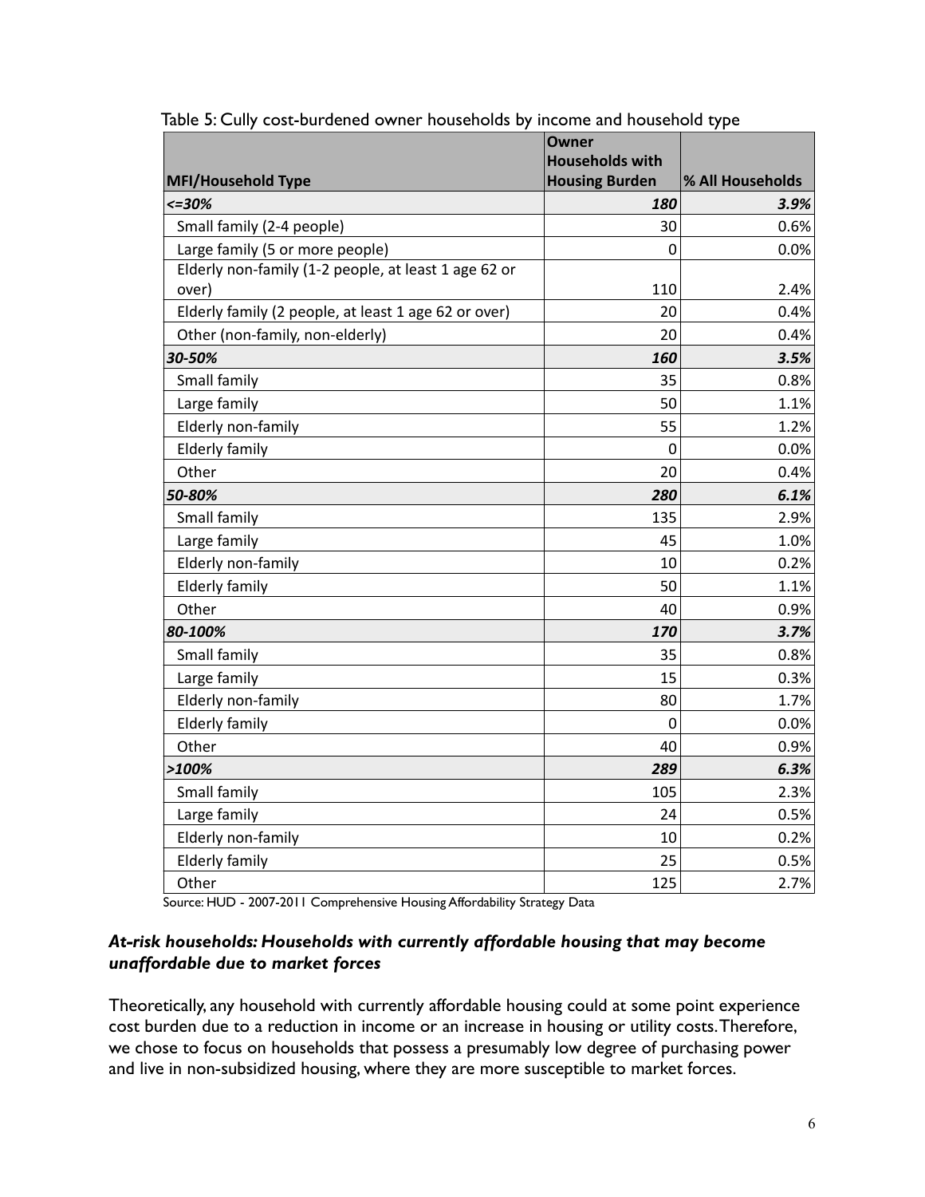Table 5: Cully cost-burdened owner households by income and household type

| MFI/Household Type | Owner Households with Housing Burden | % All Households |
|---|---|---|
| ***<=30%*** | ***180*** | ***3.9%*** |
| Small family (2-4 people) | 30 | 0.6% |
| Large family (5 or more people) | 0 | 0.0% |
| Elderly non-family (1-2 people, at least 1 age 62 or over) | 110 | 2.4% |
| Elderly family (2 people, at least 1 age 62 or over) | 20 | 0.4% |
| Other (non-family, non-elderly) | 20 | 0.4% |
| ***30-50%*** | ***160*** | ***3.5%*** |
| Small family | 35 | 0.8% |
| Large family | 50 | 1.1% |
| Elderly non-family | 55 | 1.2% |
| Elderly family | 0 | 0.0% |
| Other | 20 | 0.4% |
| ***50-80%*** | ***280*** | ***6.1%*** |
| Small family | 135 | 2.9% |
| Large family | 45 | 1.0% |
| Elderly non-family | 10 | 0.2% |
| Elderly family | 50 | 1.1% |
| Other | 40 | 0.9% |
| ***80-100%*** | ***170*** | ***3.7%*** |
| Small family | 35 | 0.8% |
| Large family | 15 | 0.3% |
| Elderly non-family | 80 | 1.7% |
| Elderly family | 0 | 0.0% |
| Other | 40 | 0.9% |
| ***>100%*** | ***289*** | ***6.3%*** |
| Small family | 105 | 2.3% |
| Large family | 24 | 0.5% |
| Elderly non-family | 10 | 0.2% |
| Elderly family | 25 | 0.5% |
| Other | 125 | 2.7% |

Source: HUD - 2007-2011 Comprehensive Housing Affordability Strategy Data

### *At-risk households: Households with currently affordable housing that may become unaffordable due to market forces*

Theoretically, any household with currently affordable housing could at some point experience cost burden due to a reduction in income or an increase in housing or utility costs. Therefore, we chose to focus on households that possess a presumably low degree of purchasing power and live in non-subsidized housing, where they are more susceptible to market forces.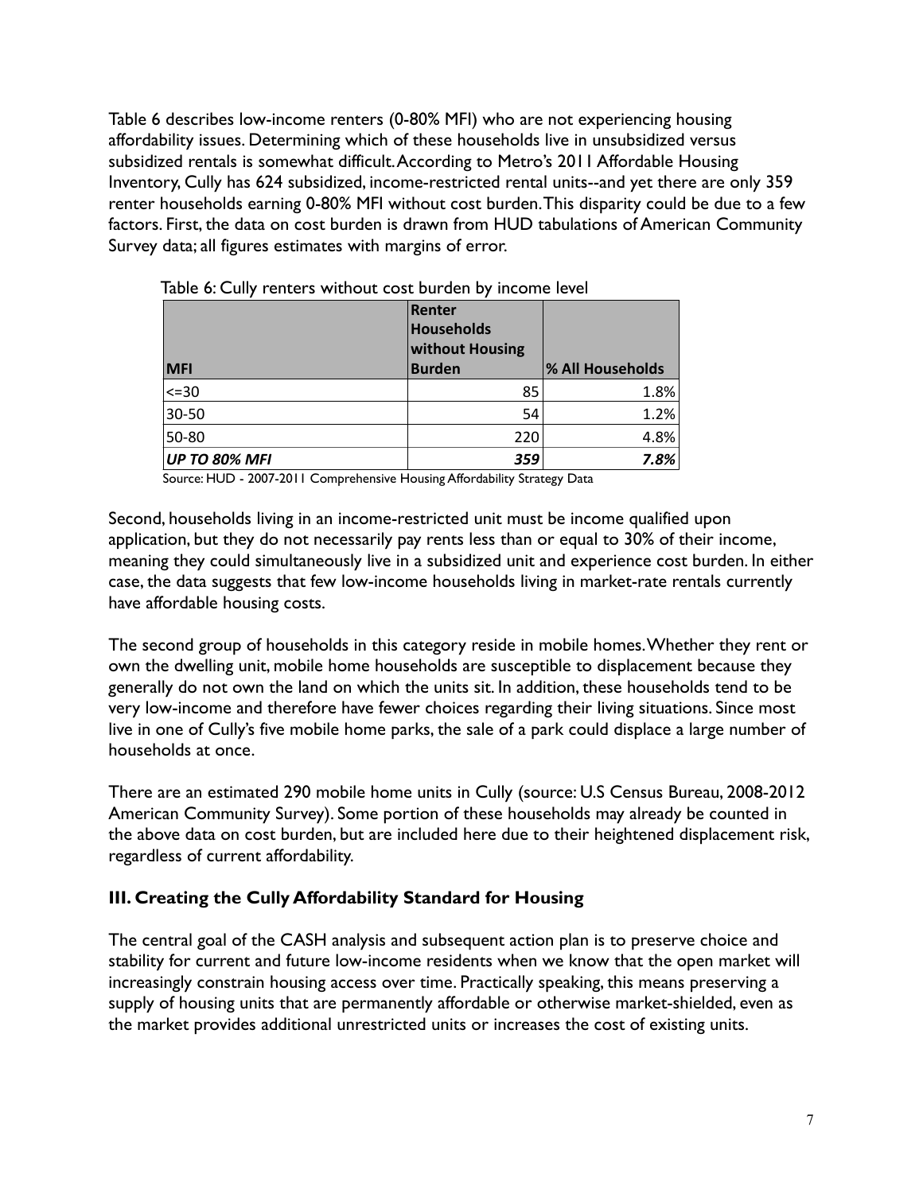Table 6 describes low-income renters (0-80% MFI) who are not experiencing housing affordability issues. Determining which of these households live in unsubsidized versus subsidized rentals is somewhat difficult. According to Metro's 2011 Affordable Housing Inventory, Cully has 624 subsidized, income-restricted rental units--and yet there are only 359 renter households earning 0-80% MFI without cost burden. This disparity could be due to a few factors. First, the data on cost burden is drawn from HUD tabulations of American Community Survey data; all figures estimates with margins of error.

Table 6: Cully renters without cost burden by income level

| MFI | Renter Households without Housing Burden | % All Households |
|---|---|---|
| <=30 | 85 | 1.8% |
| 30-50 | 54 | 1.2% |
| 50-80 | 220 | 4.8% |
| ***UP TO 80% MFI*** | ***359*** | ***7.8%*** |

Source: HUD - 2007-2011 Comprehensive Housing Affordability Strategy Data

Second, households living in an income-restricted unit must be income qualified upon application, but they do not necessarily pay rents less than or equal to 30% of their income, meaning they could simultaneously live in a subsidized unit and experience cost burden. In either case, the data suggests that few low-income households living in market-rate rentals currently have affordable housing costs.

The second group of households in this category reside in mobile homes. Whether they rent or own the dwelling unit, mobile home households are susceptible to displacement because they generally do not own the land on which the units sit. In addition, these households tend to be very low-income and therefore have fewer choices regarding their living situations. Since most live in one of Cully's five mobile home parks, the sale of a park could displace a large number of households at once.

There are an estimated 290 mobile home units in Cully (source: U.S Census Bureau, 2008-2012 American Community Survey). Some portion of these households may already be counted in the above data on cost burden, but are included here due to their heightened displacement risk, regardless of current affordability.

## III. Creating the Cully Affordability Standard for Housing

The central goal of the CASH analysis and subsequent action plan is to preserve choice and stability for current and future low-income residents when we know that the open market will increasingly constrain housing access over time. Practically speaking, this means preserving a supply of housing units that are permanently affordable or otherwise market-shielded, even as the market provides additional unrestricted units or increases the cost of existing units.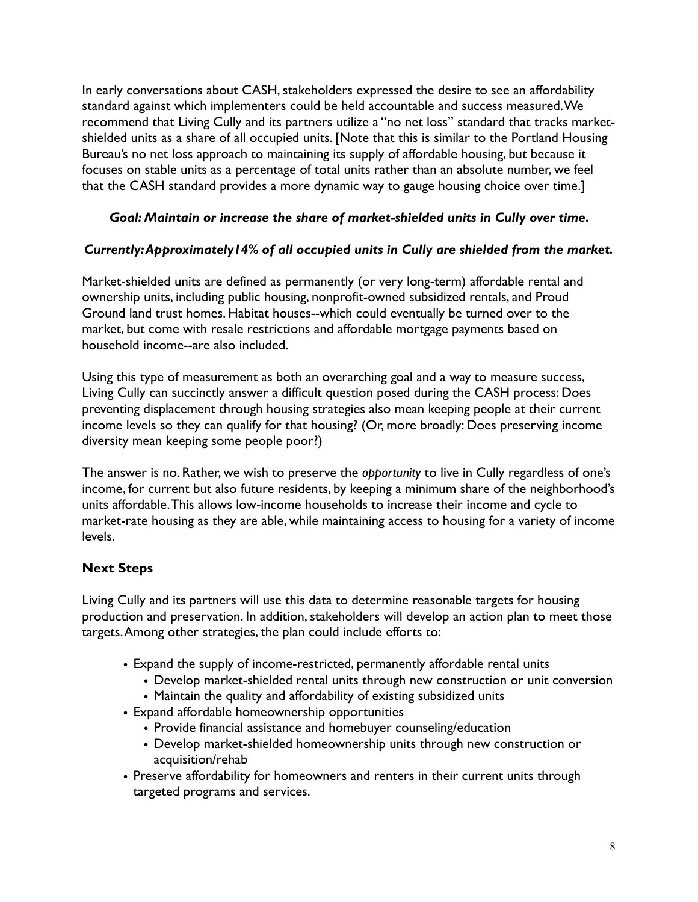In early conversations about CASH, stakeholders expressed the desire to see an affordability standard against which implementers could be held accountable and success measured. We recommend that Living Cully and its partners utilize a "no net loss" standard that tracks market-shielded units as a share of all occupied units. [Note that this is similar to the Portland Housing Bureau's no net loss approach to maintaining its supply of affordable housing, but because it focuses on stable units as a percentage of total units rather than an absolute number, we feel that the CASH standard provides a more dynamic way to gauge housing choice over time.]

***Goal: Maintain or increase the share of market-shielded units in Cully over time.***

***Currently: Approximately14% of all occupied units in Cully are shielded from the market.***

Market-shielded units are defined as permanently (or very long-term) affordable rental and ownership units, including public housing, nonprofit-owned subsidized rentals, and Proud Ground land trust homes. Habitat houses--which could eventually be turned over to the market, but come with resale restrictions and affordable mortgage payments based on household income--are also included.

Using this type of measurement as both an overarching goal and a way to measure success, Living Cully can succinctly answer a difficult question posed during the CASH process: Does preventing displacement through housing strategies also mean keeping people at their current income levels so they can qualify for that housing? (Or, more broadly: Does preserving income diversity mean keeping some people poor?)

The answer is no. Rather, we wish to preserve the *opportunity* to live in Cully regardless of one's income, for current but also future residents, by keeping a minimum share of the neighborhood's units affordable. This allows low-income households to increase their income and cycle to market-rate housing as they are able, while maintaining access to housing for a variety of income levels.

### Next Steps

Living Cully and its partners will use this data to determine reasonable targets for housing production and preservation. In addition, stakeholders will develop an action plan to meet those targets. Among other strategies, the plan could include efforts to:

- Expand the supply of income-restricted, permanently affordable rental units
  - Develop market-shielded rental units through new construction or unit conversion
  - Maintain the quality and affordability of existing subsidized units
- Expand affordable homeownership opportunities
  - Provide financial assistance and homebuyer counseling/education
  - Develop market-shielded homeownership units through new construction or acquisition/rehab
- Preserve affordability for homeowners and renters in their current units through targeted programs and services.